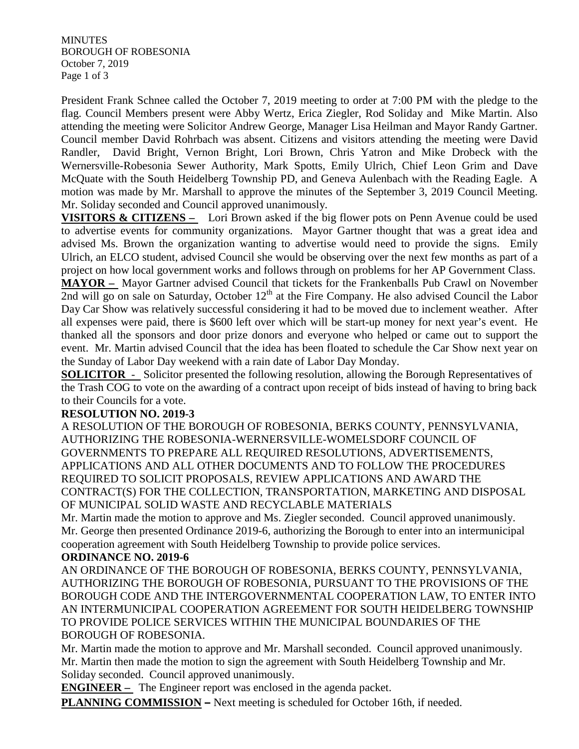MINUTES
BOROUGH OF ROBESONIA
October 7, 2019

President Frank Schnee called the October 7, 2019 meeting to order at 7:00 PM with the pledge to the flag. Council Members present were Abby Wertz, Erica Ziegler, Rod Soliday and Mike Martin. Also attending the meeting were Solicitor Andrew George, Manager Lisa Heilman and Mayor Randy Gartner. Council member David Rohrbach was absent. Citizens and visitors attending the meeting were David Randler, David Bright, Vernon Bright, Lori Brown, Chris Yatron and Mike Drobeck with the Wernersville-Robesonia Sewer Authority, Mark Spotts, Emily Ulrich, Chief Leon Grim and Dave McQuate with the South Heidelberg Township PD, and Geneva Aulenbach with the Reading Eagle. A motion was made by Mr. Marshall to approve the minutes of the September 3, 2019 Council Meeting. Mr. Soliday seconded and Council approved unanimously.

**VISITORS & CITIZENS –** Lori Brown asked if the big flower pots on Penn Avenue could be used to advertise events for community organizations. Mayor Gartner thought that was a great idea and advised Ms. Brown the organization wanting to advertise would need to provide the signs. Emily Ulrich, an ELCO student, advised Council she would be observing over the next few months as part of a project on how local government works and follows through on problems for her AP Government Class.

**MAYOR –** Mayor Gartner advised Council that tickets for the Frankenballs Pub Crawl on November 2nd will go on sale on Saturday, October 12th at the Fire Company. He also advised Council the Labor Day Car Show was relatively successful considering it had to be moved due to inclement weather. After all expenses were paid, there is $600 left over which will be start-up money for next year's event. He thanked all the sponsors and door prize donors and everyone who helped or came out to support the event. Mr. Martin advised Council that the idea has been floated to schedule the Car Show next year on the Sunday of Labor Day weekend with a rain date of Labor Day Monday.

**SOLICITOR -** Solicitor presented the following resolution, allowing the Borough Representatives of the Trash COG to vote on the awarding of a contract upon receipt of bids instead of having to bring back to their Councils for a vote.

**RESOLUTION NO. 2019-3**

A RESOLUTION OF THE BOROUGH OF ROBESONIA, BERKS COUNTY, PENNSYLVANIA, AUTHORIZING THE ROBESONIA-WERNERSVILLE-WOMELSDORF COUNCIL OF GOVERNMENTS TO PREPARE ALL REQUIRED RESOLUTIONS, ADVERTISEMENTS, APPLICATIONS AND ALL OTHER DOCUMENTS AND TO FOLLOW THE PROCEDURES REQUIRED TO SOLICIT PROPOSALS, REVIEW APPLICATIONS AND AWARD THE CONTRACT(S) FOR THE COLLECTION, TRANSPORTATION, MARKETING AND DISPOSAL OF MUNICIPAL SOLID WASTE AND RECYCLABLE MATERIALS

Mr. Martin made the motion to approve and Ms. Ziegler seconded. Council approved unanimously.
Mr. George then presented Ordinance 2019-6, authorizing the Borough to enter into an intermunicipal cooperation agreement with South Heidelberg Township to provide police services.

**ORDINANCE NO. 2019-6**

AN ORDINANCE OF THE BOROUGH OF ROBESONIA, BERKS COUNTY, PENNSYLVANIA, AUTHORIZING THE BOROUGH OF ROBESONIA, PURSUANT TO THE PROVISIONS OF THE BOROUGH CODE AND THE INTERGOVERNMENTAL COOPERATION LAW, TO ENTER INTO AN INTERMUNICIPAL COOPERATION AGREEMENT FOR SOUTH HEIDELBERG TOWNSHIP TO PROVIDE POLICE SERVICES WITHIN THE MUNICIPAL BOUNDARIES OF THE BOROUGH OF ROBESONIA.

Mr. Martin made the motion to approve and Mr. Marshall seconded. Council approved unanimously.
Mr. Martin then made the motion to sign the agreement with South Heidelberg Township and Mr. Soliday seconded. Council approved unanimously.

**ENGINEER –** The Engineer report was enclosed in the agenda packet.

**PLANNING COMMISSION –** Next meeting is scheduled for October 16th, if needed.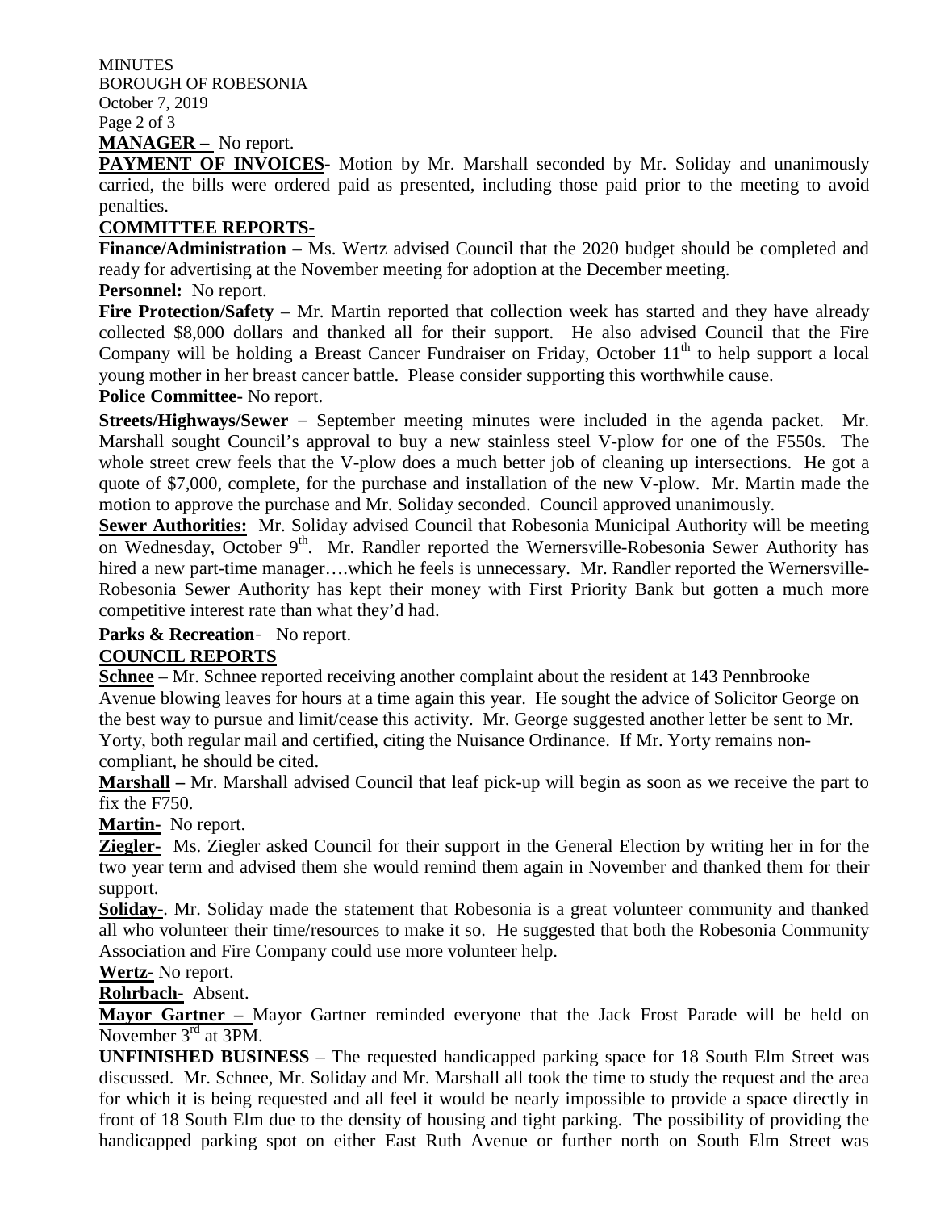**MANAGER –** No report.

**PAYMENT OF INVOICES-** Motion by Mr. Marshall seconded by Mr. Soliday and unanimously carried, the bills were ordered paid as presented, including those paid prior to the meeting to avoid penalties.

**COMMITTEE REPORTS-**

**Finance/Administration** – Ms. Wertz advised Council that the 2020 budget should be completed and ready for advertising at the November meeting for adoption at the December meeting.

**Personnel:** No report.

**Fire Protection/Safety** – Mr. Martin reported that collection week has started and they have already collected $8,000 dollars and thanked all for their support. He also advised Council that the Fire Company will be holding a Breast Cancer Fundraiser on Friday, October 11th to help support a local young mother in her breast cancer battle. Please consider supporting this worthwhile cause.

**Police Committee-** No report.

**Streets/Highways/Sewer** – September meeting minutes were included in the agenda packet. Mr. Marshall sought Council's approval to buy a new stainless steel V-plow for one of the F550s. The whole street crew feels that the V-plow does a much better job of cleaning up intersections. He got a quote of $7,000, complete, for the purchase and installation of the new V-plow. Mr. Martin made the motion to approve the purchase and Mr. Soliday seconded. Council approved unanimously.

**Sewer Authorities:** Mr. Soliday advised Council that Robesonia Municipal Authority will be meeting on Wednesday, October 9th. Mr. Randler reported the Wernersville-Robesonia Sewer Authority has hired a new part-time manager….which he feels is unnecessary. Mr. Randler reported the Wernersville-Robesonia Sewer Authority has kept their money with First Priority Bank but gotten a much more competitive interest rate than what they'd had.

**Parks & Recreation**- No report.

**COUNCIL REPORTS**

**Schnee** – Mr. Schnee reported receiving another complaint about the resident at 143 Pennbrooke Avenue blowing leaves for hours at a time again this year. He sought the advice of Solicitor George on the best way to pursue and limit/cease this activity. Mr. George suggested another letter be sent to Mr. Yorty, both regular mail and certified, citing the Nuisance Ordinance. If Mr. Yorty remains non-compliant, he should be cited.

**Marshall –** Mr. Marshall advised Council that leaf pick-up will begin as soon as we receive the part to fix the F750.

**Martin-** No report.

**Ziegler-** Ms. Ziegler asked Council for their support in the General Election by writing her in for the two year term and advised them she would remind them again in November and thanked them for their support.

**Soliday-**. Mr. Soliday made the statement that Robesonia is a great volunteer community and thanked all who volunteer their time/resources to make it so. He suggested that both the Robesonia Community Association and Fire Company could use more volunteer help.

**Wertz-** No report.

**Rohrbach-** Absent.

**Mayor Gartner –** Mayor Gartner reminded everyone that the Jack Frost Parade will be held on November 3rd at 3PM.

**UNFINISHED BUSINESS** – The requested handicapped parking space for 18 South Elm Street was discussed. Mr. Schnee, Mr. Soliday and Mr. Marshall all took the time to study the request and the area for which it is being requested and all feel it would be nearly impossible to provide a space directly in front of 18 South Elm due to the density of housing and tight parking. The possibility of providing the handicapped parking spot on either East Ruth Avenue or further north on South Elm Street was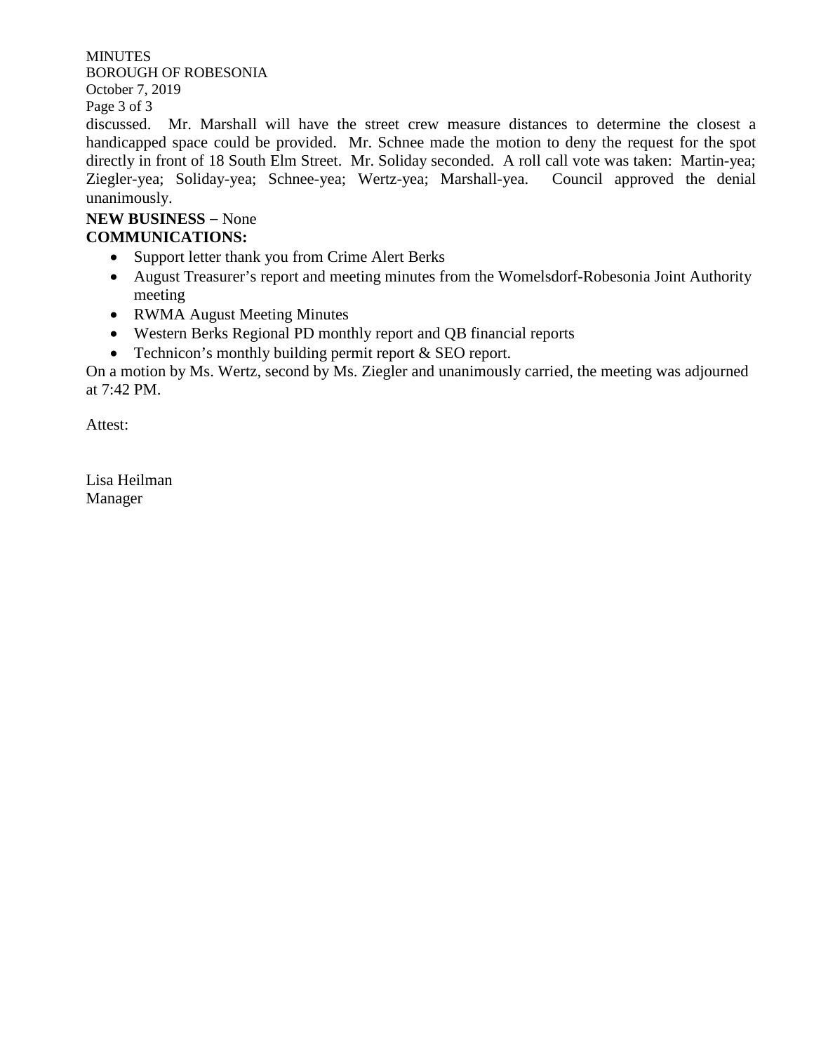discussed. Mr. Marshall will have the street crew measure distances to determine the closest a handicapped space could be provided. Mr. Schnee made the motion to deny the request for the spot directly in front of 18 South Elm Street. Mr. Soliday seconded. A roll call vote was taken: Martin-yea; Ziegler-yea; Soliday-yea; Schnee-yea; Wertz-yea; Marshall-yea. Council approved the denial unanimously.

**NEW BUSINESS** – None

**COMMUNICATIONS:**

- Support letter thank you from Crime Alert Berks
- August Treasurer's report and meeting minutes from the Womelsdorf-Robesonia Joint Authority meeting
- RWMA August Meeting Minutes
- Western Berks Regional PD monthly report and QB financial reports
- Technicon's monthly building permit report & SEO report.

On a motion by Ms. Wertz, second by Ms. Ziegler and unanimously carried, the meeting was adjourned at 7:42 PM.

Attest:

Lisa Heilman
Manager